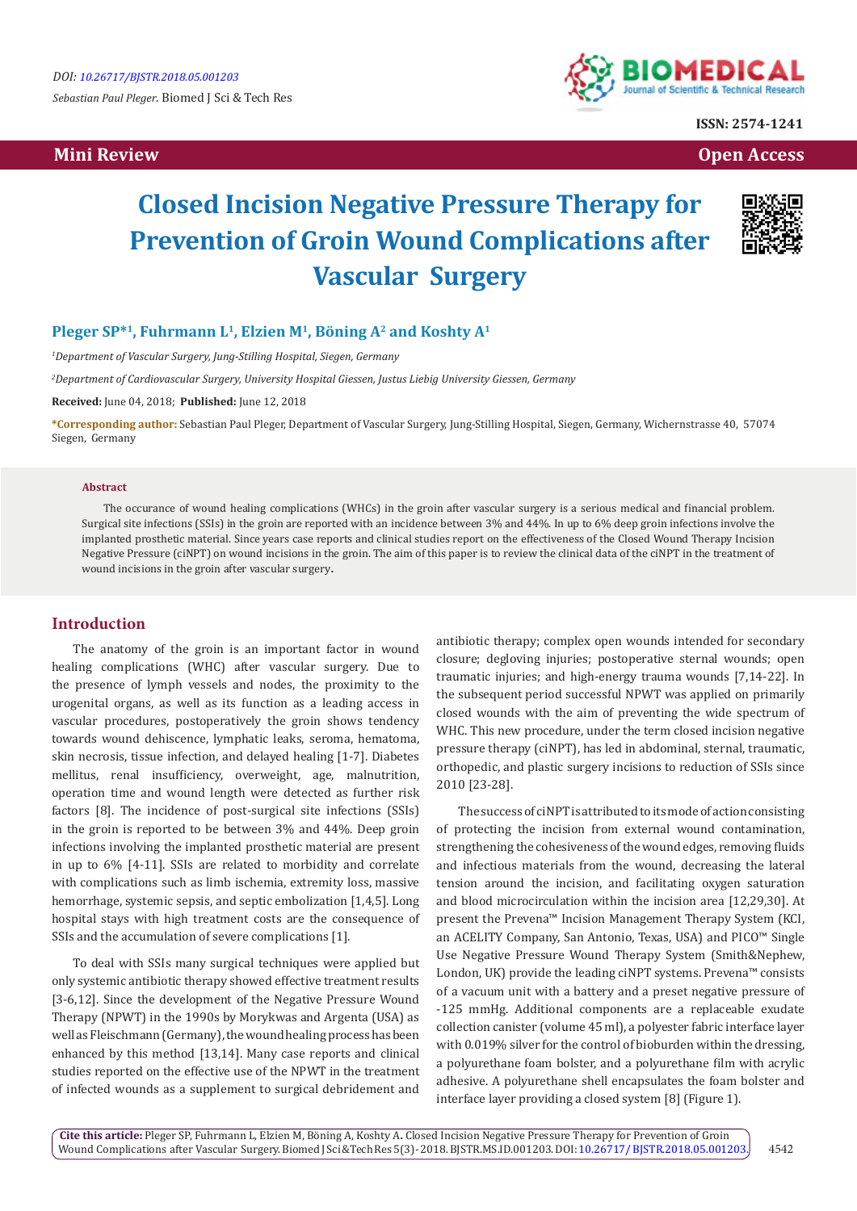DOI: 10.26717/BJSTR.2018.05.001203

*Sebastian Paul Pleger.* Biomed J Sci & Tech Res

ISSN: 2574-1241

**Mini Review** **Open Access**

# Closed Incision Negative Pressure Therapy for Prevention of Groin Wound Complications after Vascular Surgery

**Pleger SP*[1], Fuhrmann L[1], Elzien M[1], Böning A[2] and Koshty A[1]**

*[1]Department of Vascular Surgery, Jung-Stilling Hospital, Siegen, Germany*

*[2]Department of Cardiovascular Surgery, University Hospital Giessen, Justus Liebig University Giessen, Germany*

**Received:** June 04, 2018; **Published:** June 12, 2018

***Corresponding author:** Sebastian Paul Pleger, Department of Vascular Surgery, Jung-Stilling Hospital, Siegen, Germany, Wichernstrasse 40, 57074 Siegen, Germany

### Abstract

The occurance of wound healing complications (WHCs) in the groin after vascular surgery is a serious medical and financial problem. Surgical site infections (SSIs) in the groin are reported with an incidence between 3% and 44%. In up to 6% deep groin infections involve the implanted prosthetic material. Since years case reports and clinical studies report on the effectiveness of the Closed Wound Therapy Incision Negative Pressure (ciNPT) on wound incisions in the groin. The aim of this paper is to review the clinical data of the ciNPT in the treatment of wound incisions in the groin after vascular surgery.

## Introduction

The anatomy of the groin is an important factor in wound healing complications (WHC) after vascular surgery. Due to the presence of lymph vessels and nodes, the proximity to the urogenital organs, as well as its function as a leading access in vascular procedures, postoperatively the groin shows tendency towards wound dehiscence, lymphatic leaks, seroma, hematoma, skin necrosis, tissue infection, and delayed healing [1-7]. Diabetes mellitus, renal insufficiency, overweight, age, malnutrition, operation time and wound length were detected as further risk factors [8]. The incidence of post-surgical site infections (SSIs) in the groin is reported to be between 3% and 44%. Deep groin infections involving the implanted prosthetic material are present in up to 6% [4-11]. SSIs are related to morbidity and correlate with complications such as limb ischemia, extremity loss, massive hemorrhage, systemic sepsis, and septic embolization [1,4,5]. Long hospital stays with high treatment costs are the consequence of SSIs and the accumulation of severe complications [1].

To deal with SSIs many surgical techniques were applied but only systemic antibiotic therapy showed effective treatment results [3-6,12]. Since the development of the Negative Pressure Wound Therapy (NPWT) in the 1990s by Morykwas and Argenta (USA) as well as Fleischmann (Germany), the wound healing process has been enhanced by this method [13,14]. Many case reports and clinical studies reported on the effective use of the NPWT in the treatment of infected wounds as a supplement to surgical debridement and antibiotic therapy; complex open wounds intended for secondary closure; degloving injuries; postoperative sternal wounds; open traumatic injuries; and high-energy trauma wounds [7,14-22]. In the subsequent period successful NPWT was applied on primarily closed wounds with the aim of preventing the wide spectrum of WHC. This new procedure, under the term closed incision negative pressure therapy (ciNPT), has led in abdominal, sternal, traumatic, orthopedic, and plastic surgery incisions to reduction of SSIs since 2010 [23-28].

The success of ciNPT is attributed to its mode of action consisting of protecting the incision from external wound contamination, strengthening the cohesiveness of the wound edges, removing fluids and infectious materials from the wound, decreasing the lateral tension around the incision, and facilitating oxygen saturation and blood microcirculation within the incision area [12,29,30]. At present the Prevena™ Incision Management Therapy System (KCI, an ACELITY Company, San Antonio, Texas, USA) and PICO™ Single Use Negative Pressure Wound Therapy System (Smith&Nephew, London, UK) provide the leading ciNPT systems. Prevena™ consists of a vacuum unit with a battery and a preset negative pressure of -125 mmHg. Additional components are a replaceable exudate collection canister (volume 45 ml), a polyester fabric interface layer with 0.019% silver for the control of bioburden within the dressing, a polyurethane foam bolster, and a polyurethane film with acrylic adhesive. A polyurethane shell encapsulates the foam bolster and interface layer providing a closed system [8] (Figure 1).

**Cite this article:** Pleger SP, Fuhrmann L, Elzien M, Böning A, Koshty A. Closed Incision Negative Pressure Therapy for Prevention of Groin Wound Complications after Vascular Surgery. Biomed J Sci&Tech Res 5(3)-2018. BJSTR.MS.ID.001203. DOI: 10.26717/BJSTR.2018.05.001203.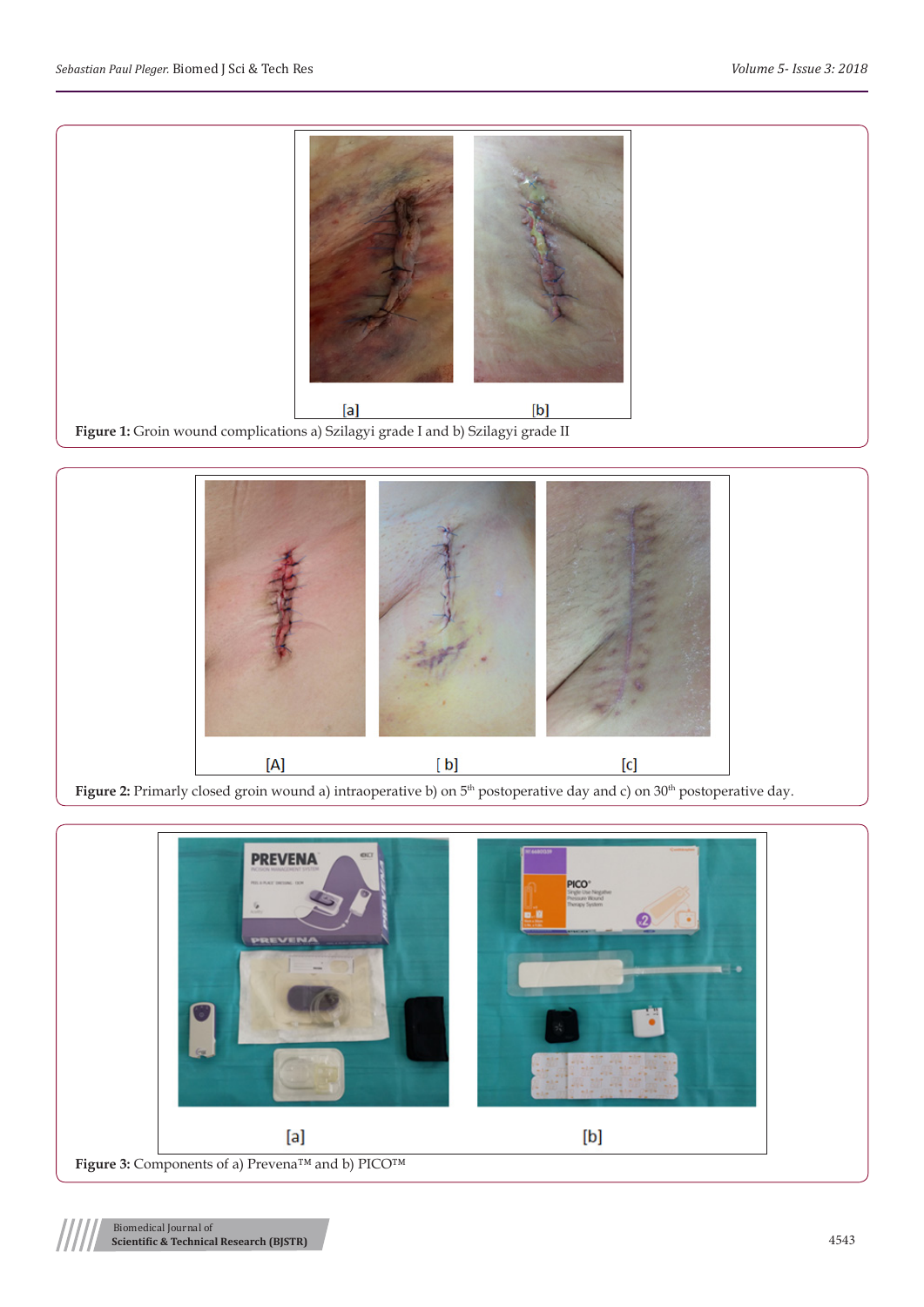**Figure 1:** Groin wound complications a) Szilagyi grade I and b) Szilagyi grade II

**Figure 2:** Primarly closed groin wound a) intraoperative b) on 5th postoperative day and c) on 30th postoperative day.

**Figure 3:** Components of a) Prevena™ and b) PICO™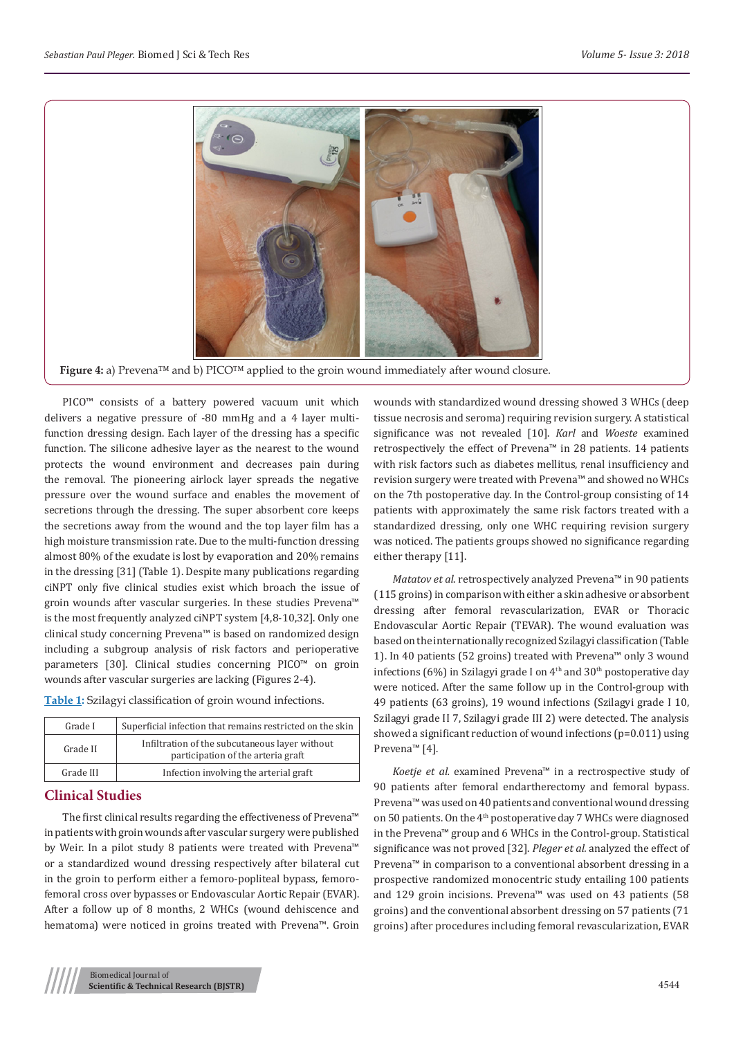Figure 4: a) Prevena™ and b) PICO™ applied to the groin wound immediately after wound closure.

PICO™ consists of a battery powered vacuum unit which delivers a negative pressure of -80 mmHg and a 4 layer multi-function dressing design. Each layer of the dressing has a specific function. The silicone adhesive layer as the nearest to the wound protects the wound environment and decreases pain during the removal. The pioneering airlock layer spreads the negative pressure over the wound surface and enables the movement of secretions through the dressing. The super absorbent core keeps the secretions away from the wound and the top layer film has a high moisture transmission rate. Due to the multi-function dressing almost 80% of the exudate is lost by evaporation and 20% remains in the dressing [31] (Table 1). Despite many publications regarding ciNPT only five clinical studies exist which broach the issue of groin wounds after vascular surgeries. In these studies Prevena™ is the most frequently analyzed ciNPT system [4,8-10,32]. Only one clinical study concerning Prevena™ is based on randomized design including a subgroup analysis of risk factors and perioperative parameters [30]. Clinical studies concerning PICO™ on groin wounds after vascular surgeries are lacking (Figures 2-4).

Table 1: Szilagyi classification of groin wound infections.

| | |
|---|---|
| Grade I | Superficial infection that remains restricted on the skin |
| Grade II | Infiltration of the subcutaneous layer without participation of the arteria graft |
| Grade III | Infection involving the arterial graft |

## Clinical Studies

The first clinical results regarding the effectiveness of Prevena™ in patients with groin wounds after vascular surgery were published by Weir. In a pilot study 8 patients were treated with Prevena™ or a standardized wound dressing respectively after bilateral cut in the groin to perform either a femoro-popliteal bypass, femoro-femoral cross over bypasses or Endovascular Aortic Repair (EVAR). After a follow up of 8 months, 2 WHCs (wound dehiscence and hematoma) were noticed in groins treated with Prevena™. Groin wounds with standardized wound dressing showed 3 WHCs (deep tissue necrosis and seroma) requiring revision surgery. A statistical significance was not revealed [10]. *Karl* and *Woeste* examined retrospectively the effect of Prevena™ in 28 patients. 14 patients with risk factors such as diabetes mellitus, renal insufficiency and revision surgery were treated with Prevena™ and showed no WHCs on the 7th postoperative day. In the Control-group consisting of 14 patients with approximately the same risk factors treated with a standardized dressing, only one WHC requiring revision surgery was noticed. The patients groups showed no significance regarding either therapy [11].

*Matatov et al.* retrospectively analyzed Prevena™ in 90 patients (115 groins) in comparison with either a skin adhesive or absorbent dressing after femoral revascularization, EVAR or Thoracic Endovascular Aortic Repair (TEVAR). The wound evaluation was based on the internationally recognized Szilagyi classification (Table 1). In 40 patients (52 groins) treated with Prevena™ only 3 wound infections (6%) in Szilagyi grade I on 4th and 30th postoperative day were noticed. After the same follow up in the Control-group with 49 patients (63 groins), 19 wound infections (Szilagyi grade I 10, Szilagyi grade II 7, Szilagyi grade III 2) were detected. The analysis showed a significant reduction of wound infections ($p=0.011$) using Prevena™ [4].

*Koetje et al.* examined Prevena™ in a rectrospective study of 90 patients after femoral endartherectomy and femoral bypass. Prevena™ was used on 40 patients and conventional wound dressing on 50 patients. On the 4th postoperative day 7 WHCs were diagnosed in the Prevena™ group and 6 WHCs in the Control-group. Statistical significance was not proved [32]. *Pleger et al.* analyzed the effect of Prevena™ in comparison to a conventional absorbent dressing in a prospective randomized monocentric study entailing 100 patients and 129 groin incisions. Prevena™ was used on 43 patients (58 groins) and the conventional absorbent dressing on 57 patients (71 groins) after procedures including femoral revascularization, EVAR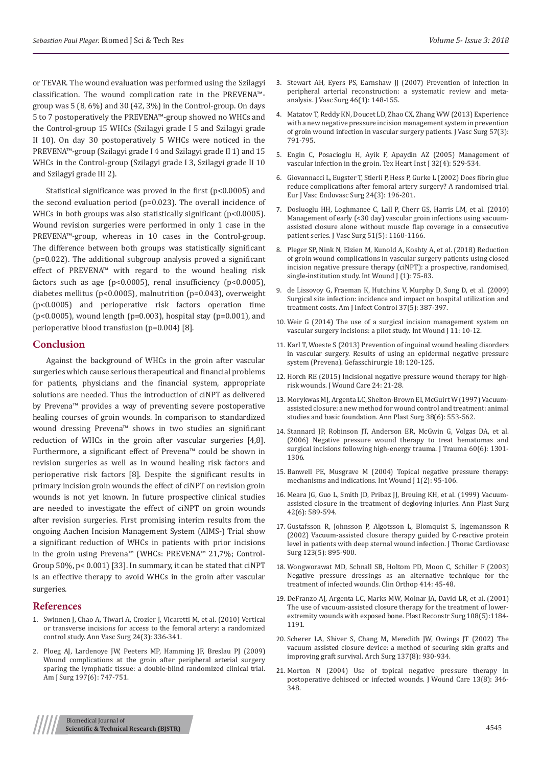or TEVAR. The wound evaluation was performed using the Szilagyi classification. The wound complication rate in the PREVENA™-group was 5 (8, 6%) and 30 (42, 3%) in the Control-group. On days 5 to 7 postoperatively the PREVENA™-group showed no WHCs and the Control-group 15 WHCs (Szilagyi grade I 5 and Szilagyi grade II 10). On day 30 postoperatively 5 WHCs were noticed in the PREVENA™-group (Szilagyi grade I 4 and Szilagyi grade II 1) and 15 WHCs in the Control-group (Szilagyi grade I 3, Szilagyi grade II 10 and Szilagyi grade III 2).

Statistical significance was proved in the first ($p<0.0005$) and the second evaluation period ($p=0.023$). The overall incidence of WHCs in both groups was also statistically significant ($p<0.0005$). Wound revision surgeries were performed in only 1 case in the PREVENA™-group, whereas in 10 cases in the Control-group. The difference between both groups was statistically significant ($p=0.022$). The additional subgroup analysis proved a significant effect of PREVENA™ with regard to the wound healing risk factors such as age ($p<0.0005$), renal insufficiency ($p<0.0005$), diabetes mellitus ($p<0.0005$), malnutrition ($p=0.043$), overweight ($p<0.0005$) and perioperative risk factors operation time ($p<0.0005$), wound length ($p=0.003$), hospital stay ($p=0.001$), and perioperative blood transfusion ($p=0.004$) [8].

## Conclusion

Against the background of WHCs in the groin after vascular surgeries which cause serious therapeutical and financial problems for patients, physicians and the financial system, appropriate solutions are needed. Thus the introduction of ciNPT as delivered by Prevena™ provides a way of preventing severe postoperative healing courses of groin wounds. In comparison to standardized wound dressing Prevena™ shows in two studies an significant reduction of WHCs in the groin after vascular surgeries [4,8]. Furthermore, a significant effect of Prevena™ could be shown in revision surgeries as well as in wound healing risk factors and perioperative risk factors [8]. Despite the significant results in primary incision groin wounds the effect of ciNPT on revision groin wounds is not yet known. In future prospective clinical studies are needed to investigate the effect of ciNPT on groin wounds after revision surgeries. First promising interim results from the ongoing Aachen Incision Management System (AIMS-) Trial show a significant reduction of WHCs in patients with prior incisions in the groin using Prevena™ (WHCs: PREVENA™ 21,7%; Control-Group 50%, $p< 0.001$) [33]. In summary, it can be stated that ciNPT is an effective therapy to avoid WHCs in the groin after vascular surgeries.

## References

1. Swinnen J, Chao A, Tiwari A, Crozier J, Vicaretti M, et al. (2010) Vertical or transverse incisions for access to the femoral artery: a randomized control study. Ann Vasc Surg 24(3): 336-341.
2. Ploeg AJ, Lardenoye JW, Peeters MP, Hamming JF, Breslau PJ (2009) Wound complications at the groin after peripheral arterial surgery sparing the lymphatic tissue: a double-blind randomized clinical trial. Am J Surg 197(6): 747-751.
3. Stewart AH, Eyers PS, Earnshaw JJ (2007) Prevention of infection in peripheral arterial reconstruction: a systematic review and meta-analysis. J Vasc Surg 46(1): 148-155.
4. Matatov T, Reddy KN, Doucet LD, Zhao CX, Zhang WW (2013) Experience with a new negative pressure incision management system in prevention of groin wound infection in vascular surgery patients. J Vasc Surg 57(3): 791-795.
5. Engin C, Posacioglu H, Ayik F, Apaydin AZ (2005) Management of vascular infection in the groin. Tex Heart Inst J 32(4): 529-534.
6. Giovannacci L, Eugster T, Stierli P, Hess P, Gurke L (2002) Does fibrin glue reduce complications after femoral artery surgery? A randomised trial. Eur J Vasc Endovasc Surg 24(3): 196-201.
7. Dosluoglu HH, Loghmanee C, Lall P, Cherr GS, Harris LM, et al. (2010) Management of early (<30 day) vascular groin infections using vacuum-assisted closure alone without muscle flap coverage in a consecutive patient series. J Vasc Surg 51(5): 1160-1166.
8. Pleger SP, Nink N, Elzien M, Kunold A, Koshty A, et al. (2018) Reduction of groin wound complications in vascular surgery patients using closed incision negative pressure therapy (ciNPT): a prospective, randomised, single-institution study. Int Wound J (1): 75-83.
9. de Lissovoy G, Fraeman K, Hutchins V, Murphy D, Song D, et al. (2009) Surgical site infection: incidence and impact on hospital utilization and treatment costs. Am J Infect Control 37(5): 387-397.
10. Weir G (2014) The use of a surgical incision management system on vascular surgery incisions: a pilot study. Int Wound J 11: 10-12.
11. Karl T, Woeste S (2013) Prevention of inguinal wound healing disorders in vascular surgery. Results of using an epidermal negative pressure system (Prevena). Gefasschirurgie 18: 120-125.
12. Horch RE (2015) Incisional negative pressure wound therapy for high-risk wounds. J Wound Care 24: 21-28.
13. Morykwas MJ, Argenta LC, Shelton-Brown EI, McGuirt W (1997) Vacuum-assisted closure: a new method for wound control and treatment: animal studies and basic foundation. Ann Plast Surg 38(6): 553-562.
14. Stannard JP, Robinson JT, Anderson ER, McGwin G, Volgas DA, et al. (2006) Negative pressure wound therapy to treat hematomas and surgical incisions following high-energy trauma. J Trauma 60(6): 1301-1306.
15. Banwell PE, Musgrave M (2004) Topical negative pressure therapy: mechanisms and indications. Int Wound J 1(2): 95-106.
16. Meara JG, Guo L, Smith JD, Pribaz JJ, Breuing KH, et al. (1999) Vacuum-assisted closure in the treatment of degloving injuries. Ann Plast Surg 42(6): 589-594.
17. Gustafsson R, Johnsson P, Algotsson L, Blomquist S, Ingemansson R (2002) Vacuum-assisted closure therapy guided by C-reactive protein level in patients with deep sternal wound infection. J Thorac Cardiovasc Surg 123(5): 895-900.
18. Wongworawat MD, Schnall SB, Holtom PD, Moon C, Schiller F (2003) Negative pressure dressings as an alternative technique for the treatment of infected wounds. Clin Orthop 414: 45-48.
19. DeFranzo AJ, Argenta LC, Marks MW, Molnar JA, David LR, et al. (2001) The use of vacuum-assisted closure therapy for the treatment of lower-extremity wounds with exposed bone. Plast Reconstr Surg 108(5):1184-1191.
20. Scherer LA, Shiver S, Chang M, Meredith JW, Owings JT (2002) The vacuum assisted closure device: a method of securing skin grafts and improving graft survival. Arch Surg 137(8): 930-934.
21. Morton N (2004) Use of topical negative pressure therapy in postoperative dehisced or infected wounds. J Wound Care 13(8): 346-348.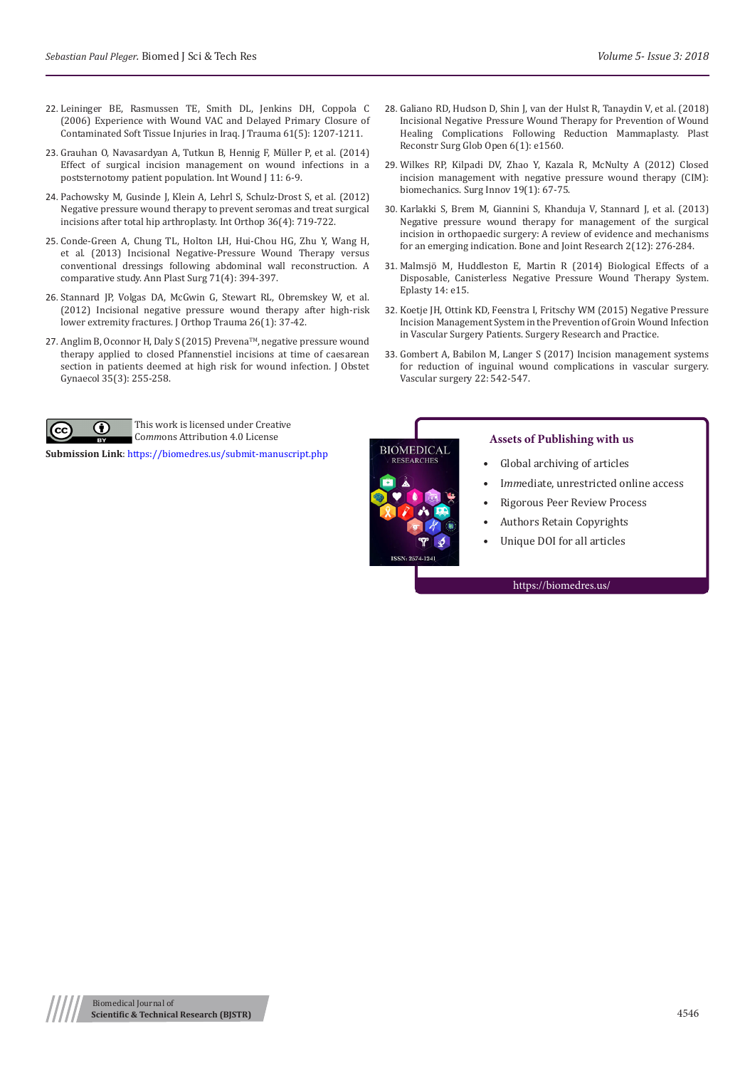22. Leininger BE, Rasmussen TE, Smith DL, Jenkins DH, Coppola C (2006) Experience with Wound VAC and Delayed Primary Closure of Contaminated Soft Tissue Injuries in Iraq. J Trauma 61(5): 1207-1211.
23. Grauhan O, Navasardyan A, Tutkun B, Hennig F, Müller P, et al. (2014) Effect of surgical incision management on wound infections in a poststernotomy patient population. Int Wound J 11: 6-9.
24. Pachowsky M, Gusinde J, Klein A, Lehrl S, Schulz-Drost S, et al. (2012) Negative pressure wound therapy to prevent seromas and treat surgical incisions after total hip arthroplasty. Int Orthop 36(4): 719-722.
25. Conde-Green A, Chung TL, Holton LH, Hui-Chou HG, Zhu Y, Wang H, et al. (2013) Incisional Negative-Pressure Wound Therapy versus conventional dressings following abdominal wall reconstruction. A comparative study. Ann Plast Surg 71(4): 394-397.
26. Stannard JP, Volgas DA, McGwin G, Stewart RL, Obremskey W, et al. (2012) Incisional negative pressure wound therapy after high-risk lower extremity fractures. J Orthop Trauma 26(1): 37-42.
27. Anglim B, Oconnor H, Daly S (2015) Prevena™, negative pressure wound therapy applied to closed Pfannenstiel incisions at time of caesarean section in patients deemed at high risk for wound infection. J Obstet Gynaecol 35(3): 255-258.
28. Galiano RD, Hudson D, Shin J, van der Hulst R, Tanaydin V, et al. (2018) Incisional Negative Pressure Wound Therapy for Prevention of Wound Healing Complications Following Reduction Mammaplasty. Plast Reconstr Surg Glob Open 6(1): e1560.
29. Wilkes RP, Kilpadi DV, Zhao Y, Kazala R, McNulty A (2012) Closed incision management with negative pressure wound therapy (CIM): biomechanics. Surg Innov 19(1): 67-75.
30. Karlakki S, Brem M, Giannini S, Khanduja V, Stannard J, et al. (2013) Negative pressure wound therapy for management of the surgical incision in orthopaedic surgery: A review of evidence and mechanisms for an emerging indication. Bone and Joint Research 2(12): 276-284.
31. Malmsjö M, Huddleston E, Martin R (2014) Biological Effects of a Disposable, Canisterless Negative Pressure Wound Therapy System. Eplasty 14: e15.
32. Koetje JH, Ottink KD, Feenstra I, Fritschy WM (2015) Negative Pressure Incision Management System in the Prevention of Groin Wound Infection in Vascular Surgery Patients. Surgery Research and Practice.
33. Gombert A, Babilon M, Langer S (2017) Incision management systems for reduction of inguinal wound complications in vascular surgery. Vascular surgery 22: 542-547.

This work is licensed under Creative Commons Attribution 4.0 License

**Submission Link**: https://biomedres.us/submit-manuscript.php

**Assets of Publishing with us**

- Global archiving of articles
- Immediate, unrestricted online access
- Rigorous Peer Review Process
- Authors Retain Copyrights
- Unique DOI for all articles

https://biomedres.us/